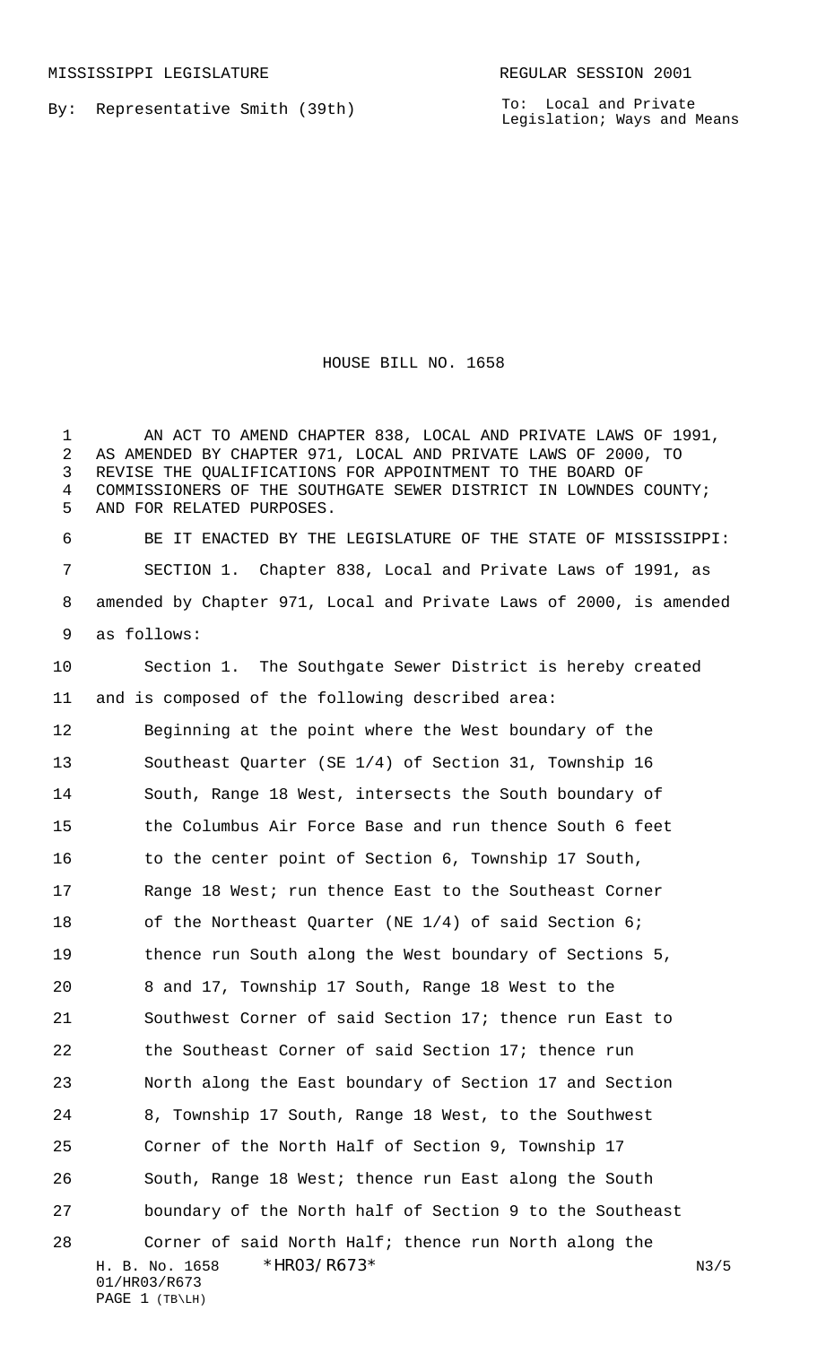MISSISSIPPI LEGISLATURE REGULAR SESSION 2001

By: Representative Smith (39th)

To: Local and Private Legislation; Ways and Means

# HOUSE BILL NO. 1658

AN ACT TO AMEND CHAPTER 838, LOCAL AND PRIVATE LAWS OF 1991, AS AMENDED BY CHAPTER 971, LOCAL AND PRIVATE LAWS OF 2000, TO REVISE THE QUALIFICATIONS FOR APPOINTMENT TO THE BOARD OF COMMISSIONERS OF THE SOUTHGATE SEWER DISTRICT IN LOWNDES COUNTY; AND FOR RELATED PURPOSES.

BE IT ENACTED BY THE LEGISLATURE OF THE STATE OF MISSISSIPPI:

SECTION 1. Chapter 838, Local and Private Laws of 1991, as amended by Chapter 971, Local and Private Laws of 2000, is amended as follows:

Section 1. The Southgate Sewer District is hereby created and is composed of the following described area:

Beginning at the point where the West boundary of the Southeast Quarter (SE 1/4) of Section 31, Township 16 South, Range 18 West, intersects the South boundary of the Columbus Air Force Base and run thence South 6 feet to the center point of Section 6, Township 17 South, Range 18 West; run thence East to the Southeast Corner of the Northeast Quarter (NE 1/4) of said Section 6; thence run South along the West boundary of Sections 5, 8 and 17, Township 17 South, Range 18 West to the Southwest Corner of said Section 17; thence run East to the Southeast Corner of said Section 17; thence run North along the East boundary of Section 17 and Section 8, Township 17 South, Range 18 West, to the Southwest Corner of the North Half of Section 9, Township 17 South, Range 18 West; thence run East along the South boundary of the North half of Section 9 to the Southeast Corner of said North Half; thence run North along the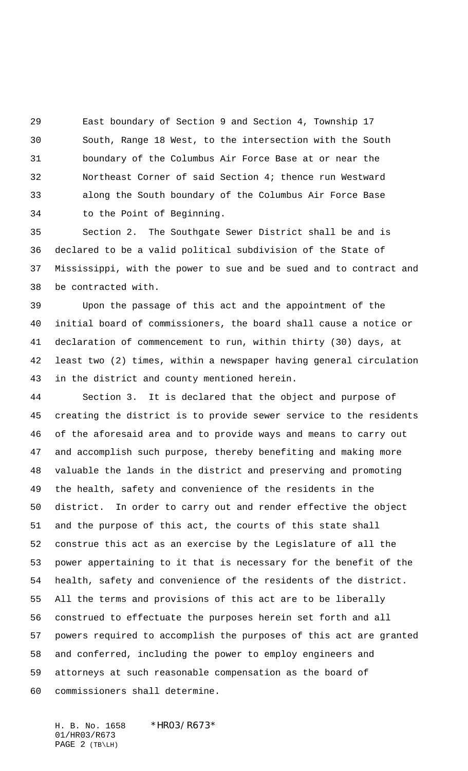East boundary of Section 9 and Section 4, Township 17 South, Range 18 West, to the intersection with the South boundary of the Columbus Air Force Base at or near the Northeast Corner of said Section 4; thence run Westward along the South boundary of the Columbus Air Force Base to the Point of Beginning.

Section 2. The Southgate Sewer District shall be and is declared to be a valid political subdivision of the State of Mississippi, with the power to sue and be sued and to contract and be contracted with.

Upon the passage of this act and the appointment of the initial board of commissioners, the board shall cause a notice or declaration of commencement to run, within thirty (30) days, at least two (2) times, within a newspaper having general circulation in the district and county mentioned herein.

Section 3. It is declared that the object and purpose of creating the district is to provide sewer service to the residents of the aforesaid area and to provide ways and means to carry out and accomplish such purpose, thereby benefiting and making more valuable the lands in the district and preserving and promoting the health, safety and convenience of the residents in the district. In order to carry out and render effective the object and the purpose of this act, the courts of this state shall construe this act as an exercise by the Legislature of all the power appertaining to it that is necessary for the benefit of the health, safety and convenience of the residents of the district. All the terms and provisions of this act are to be liberally construed to effectuate the purposes herein set forth and all powers required to accomplish the purposes of this act are granted and conferred, including the power to employ engineers and attorneys at such reasonable compensation as the board of commissioners shall determine.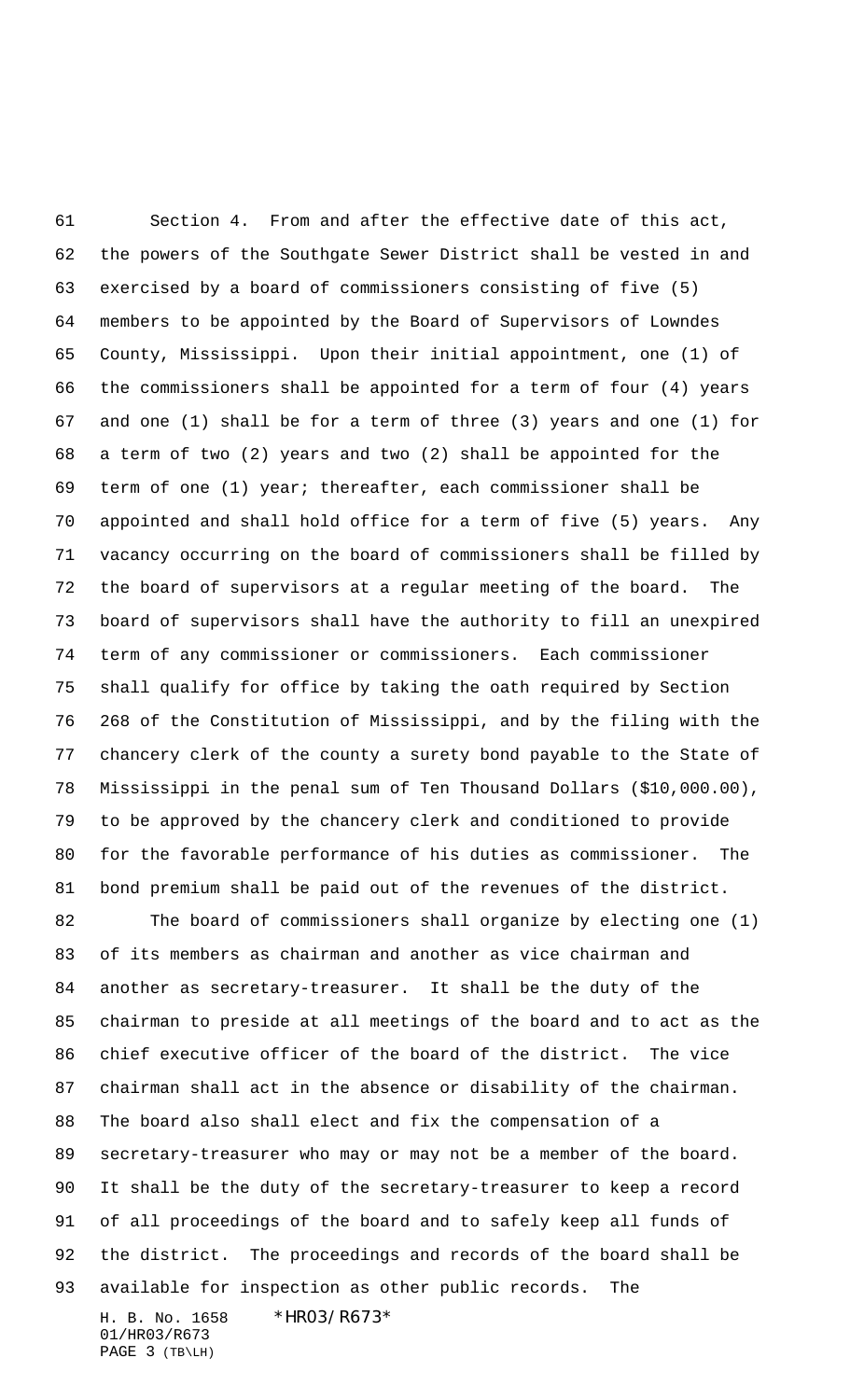Section 4. From and after the effective date of this act, the powers of the Southgate Sewer District shall be vested in and exercised by a board of commissioners consisting of five (5) members to be appointed by the Board of Supervisors of Lowndes County, Mississippi. Upon their initial appointment, one (1) of the commissioners shall be appointed for a term of four (4) years and one (1) shall be for a term of three (3) years and one (1) for a term of two (2) years and two (2) shall be appointed for the term of one (1) year; thereafter, each commissioner shall be appointed and shall hold office for a term of five (5) years. Any vacancy occurring on the board of commissioners shall be filled by the board of supervisors at a regular meeting of the board. The board of supervisors shall have the authority to fill an unexpired term of any commissioner or commissioners. Each commissioner shall qualify for office by taking the oath required by Section 268 of the Constitution of Mississippi, and by the filing with the chancery clerk of the county a surety bond payable to the State of Mississippi in the penal sum of Ten Thousand Dollars ($10,000.00), to be approved by the chancery clerk and conditioned to provide for the favorable performance of his duties as commissioner. The bond premium shall be paid out of the revenues of the district.

The board of commissioners shall organize by electing one (1) of its members as chairman and another as vice chairman and another as secretary-treasurer. It shall be the duty of the chairman to preside at all meetings of the board and to act as the chief executive officer of the board of the district. The vice chairman shall act in the absence or disability of the chairman. The board also shall elect and fix the compensation of a secretary-treasurer who may or may not be a member of the board. It shall be the duty of the secretary-treasurer to keep a record of all proceedings of the board and to safely keep all funds of the district. The proceedings and records of the board shall be available for inspection as other public records. The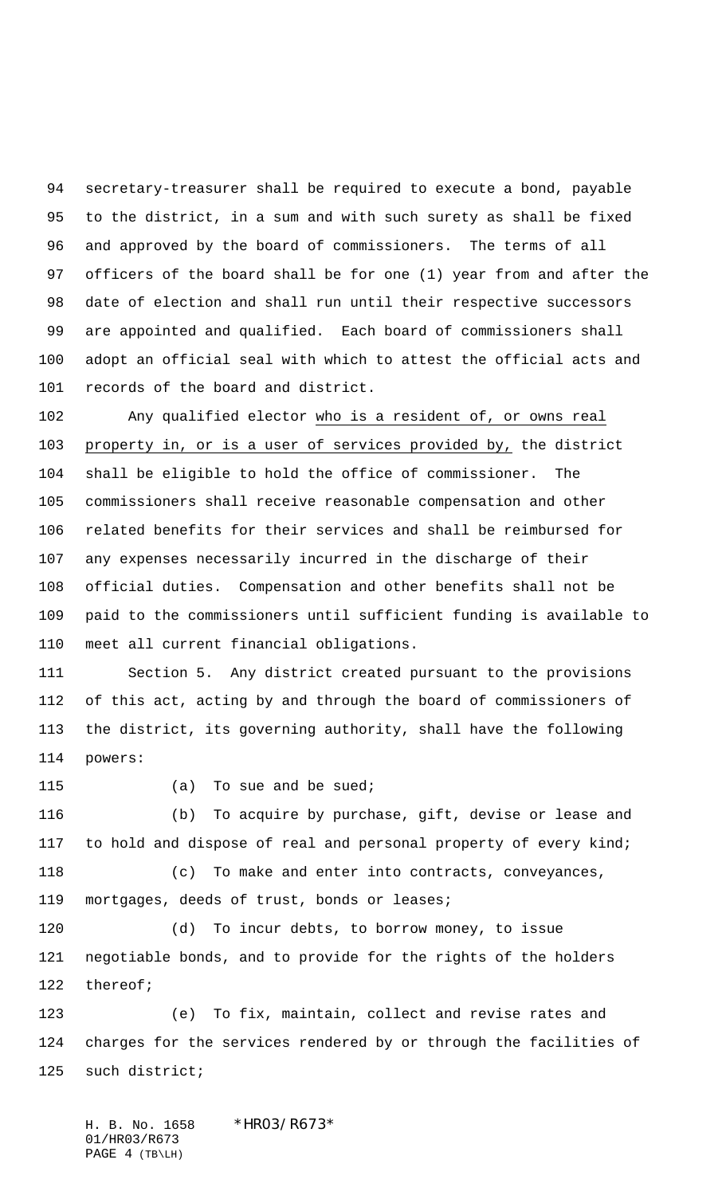secretary-treasurer shall be required to execute a bond, payable to the district, in a sum and with such surety as shall be fixed and approved by the board of commissioners. The terms of all officers of the board shall be for one (1) year from and after the date of election and shall run until their respective successors are appointed and qualified. Each board of commissioners shall adopt an official seal with which to attest the official acts and records of the board and district.

Any qualified elector <u>who is a resident of, or owns real property in, or is a user of services provided by,</u> the district shall be eligible to hold the office of commissioner. The commissioners shall receive reasonable compensation and other related benefits for their services and shall be reimbursed for any expenses necessarily incurred in the discharge of their official duties. Compensation and other benefits shall not be paid to the commissioners until sufficient funding is available to meet all current financial obligations.

Section 5. Any district created pursuant to the provisions of this act, acting by and through the board of commissioners of the district, its governing authority, shall have the following powers:

(a) To sue and be sued;

(b) To acquire by purchase, gift, devise or lease and to hold and dispose of real and personal property of every kind;

(c) To make and enter into contracts, conveyances, mortgages, deeds of trust, bonds or leases;

(d) To incur debts, to borrow money, to issue negotiable bonds, and to provide for the rights of the holders thereof;

(e) To fix, maintain, collect and revise rates and charges for the services rendered by or through the facilities of such district;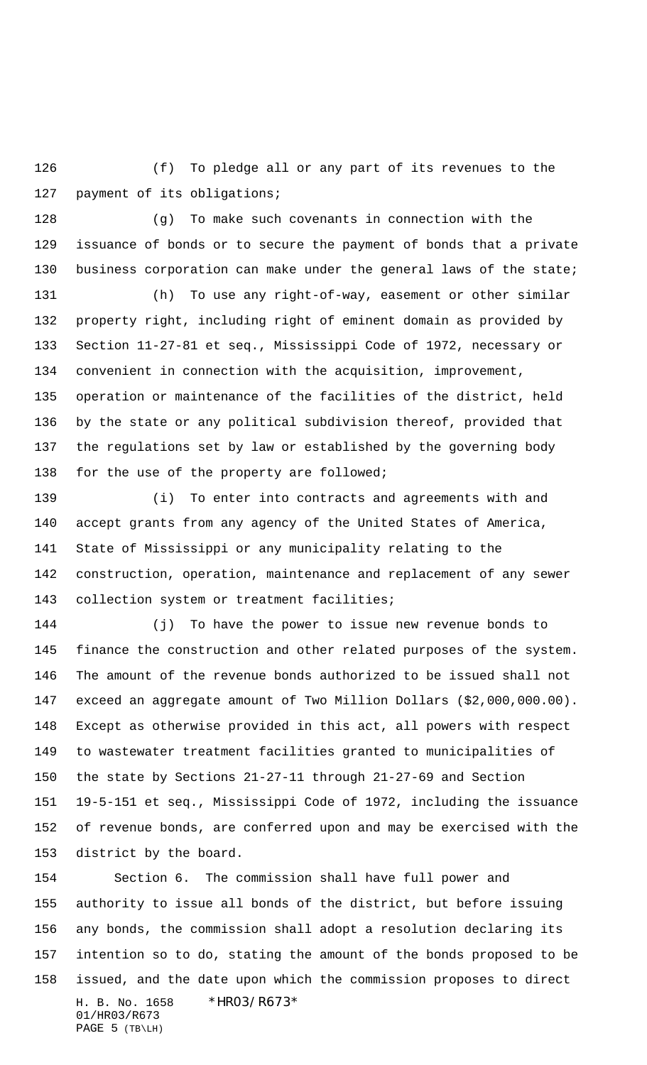(f) To pledge all or any part of its revenues to the payment of its obligations;

(g) To make such covenants in connection with the issuance of bonds or to secure the payment of bonds that a private business corporation can make under the general laws of the state;

(h) To use any right-of-way, easement or other similar property right, including right of eminent domain as provided by Section 11-27-81 et seq., Mississippi Code of 1972, necessary or convenient in connection with the acquisition, improvement, operation or maintenance of the facilities of the district, held by the state or any political subdivision thereof, provided that the regulations set by law or established by the governing body for the use of the property are followed;

(i) To enter into contracts and agreements with and accept grants from any agency of the United States of America, State of Mississippi or any municipality relating to the construction, operation, maintenance and replacement of any sewer collection system or treatment facilities;

(j) To have the power to issue new revenue bonds to finance the construction and other related purposes of the system. The amount of the revenue bonds authorized to be issued shall not exceed an aggregate amount of Two Million Dollars ($2,000,000.00). Except as otherwise provided in this act, all powers with respect to wastewater treatment facilities granted to municipalities of the state by Sections 21-27-11 through 21-27-69 and Section 19-5-151 et seq., Mississippi Code of 1972, including the issuance of revenue bonds, are conferred upon and may be exercised with the district by the board.

Section 6. The commission shall have full power and authority to issue all bonds of the district, but before issuing any bonds, the commission shall adopt a resolution declaring its intention so to do, stating the amount of the bonds proposed to be issued, and the date upon which the commission proposes to direct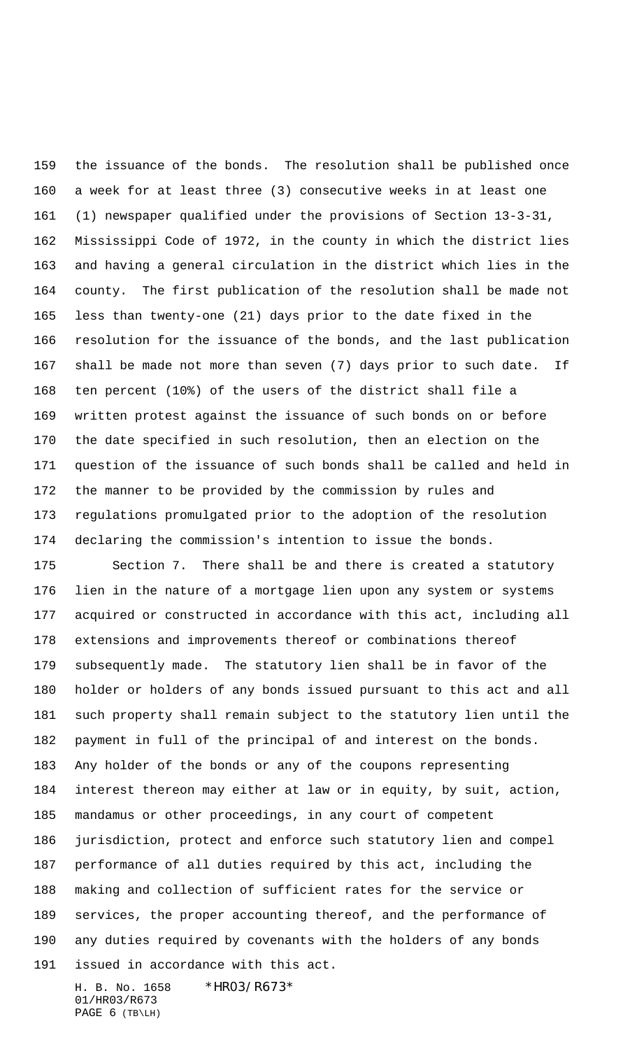the issuance of the bonds. The resolution shall be published once a week for at least three (3) consecutive weeks in at least one (1) newspaper qualified under the provisions of Section 13-3-31, Mississippi Code of 1972, in the county in which the district lies and having a general circulation in the district which lies in the county. The first publication of the resolution shall be made not less than twenty-one (21) days prior to the date fixed in the resolution for the issuance of the bonds, and the last publication shall be made not more than seven (7) days prior to such date. If ten percent (10%) of the users of the district shall file a written protest against the issuance of such bonds on or before the date specified in such resolution, then an election on the question of the issuance of such bonds shall be called and held in the manner to be provided by the commission by rules and regulations promulgated prior to the adoption of the resolution declaring the commission's intention to issue the bonds.

Section 7. There shall be and there is created a statutory lien in the nature of a mortgage lien upon any system or systems acquired or constructed in accordance with this act, including all extensions and improvements thereof or combinations thereof subsequently made. The statutory lien shall be in favor of the holder or holders of any bonds issued pursuant to this act and all such property shall remain subject to the statutory lien until the payment in full of the principal of and interest on the bonds. Any holder of the bonds or any of the coupons representing interest thereon may either at law or in equity, by suit, action, mandamus or other proceedings, in any court of competent jurisdiction, protect and enforce such statutory lien and compel performance of all duties required by this act, including the making and collection of sufficient rates for the service or services, the proper accounting thereof, and the performance of any duties required by covenants with the holders of any bonds issued in accordance with this act.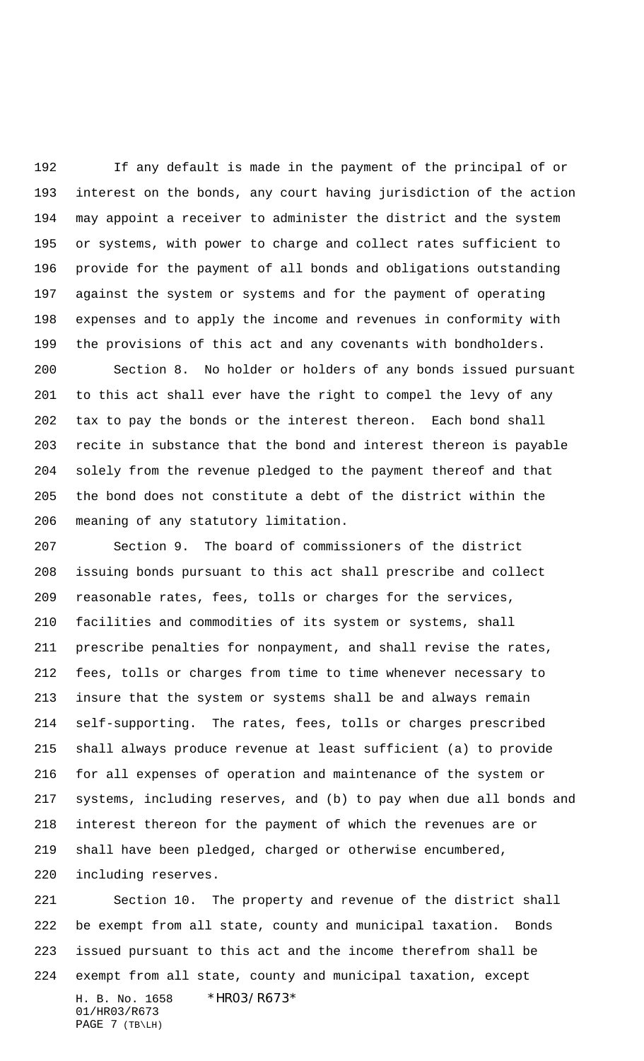If any default is made in the payment of the principal of or interest on the bonds, any court having jurisdiction of the action may appoint a receiver to administer the district and the system or systems, with power to charge and collect rates sufficient to provide for the payment of all bonds and obligations outstanding against the system or systems and for the payment of operating expenses and to apply the income and revenues in conformity with the provisions of this act and any covenants with bondholders.

Section 8. No holder or holders of any bonds issued pursuant to this act shall ever have the right to compel the levy of any tax to pay the bonds or the interest thereon. Each bond shall recite in substance that the bond and interest thereon is payable solely from the revenue pledged to the payment thereof and that the bond does not constitute a debt of the district within the meaning of any statutory limitation.

Section 9. The board of commissioners of the district issuing bonds pursuant to this act shall prescribe and collect reasonable rates, fees, tolls or charges for the services, facilities and commodities of its system or systems, shall prescribe penalties for nonpayment, and shall revise the rates, fees, tolls or charges from time to time whenever necessary to insure that the system or systems shall be and always remain self-supporting. The rates, fees, tolls or charges prescribed shall always produce revenue at least sufficient (a) to provide for all expenses of operation and maintenance of the system or systems, including reserves, and (b) to pay when due all bonds and interest thereon for the payment of which the revenues are or shall have been pledged, charged or otherwise encumbered, including reserves.

Section 10. The property and revenue of the district shall be exempt from all state, county and municipal taxation. Bonds issued pursuant to this act and the income therefrom shall be exempt from all state, county and municipal taxation, except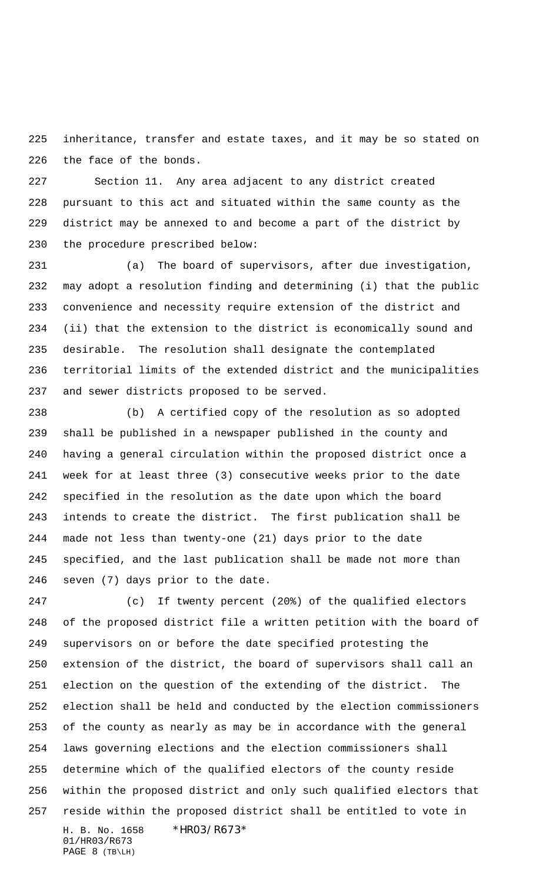inheritance, transfer and estate taxes, and it may be so stated on the face of the bonds.

Section 11. Any area adjacent to any district created pursuant to this act and situated within the same county as the district may be annexed to and become a part of the district by the procedure prescribed below:

(a) The board of supervisors, after due investigation, may adopt a resolution finding and determining (i) that the public convenience and necessity require extension of the district and (ii) that the extension to the district is economically sound and desirable. The resolution shall designate the contemplated territorial limits of the extended district and the municipalities and sewer districts proposed to be served.

(b) A certified copy of the resolution as so adopted shall be published in a newspaper published in the county and having a general circulation within the proposed district once a week for at least three (3) consecutive weeks prior to the date specified in the resolution as the date upon which the board intends to create the district. The first publication shall be made not less than twenty-one (21) days prior to the date specified, and the last publication shall be made not more than seven (7) days prior to the date.

(c) If twenty percent (20%) of the qualified electors of the proposed district file a written petition with the board of supervisors on or before the date specified protesting the extension of the district, the board of supervisors shall call an election on the question of the extending of the district. The election shall be held and conducted by the election commissioners of the county as nearly as may be in accordance with the general laws governing elections and the election commissioners shall determine which of the qualified electors of the county reside within the proposed district and only such qualified electors that reside within the proposed district shall be entitled to vote in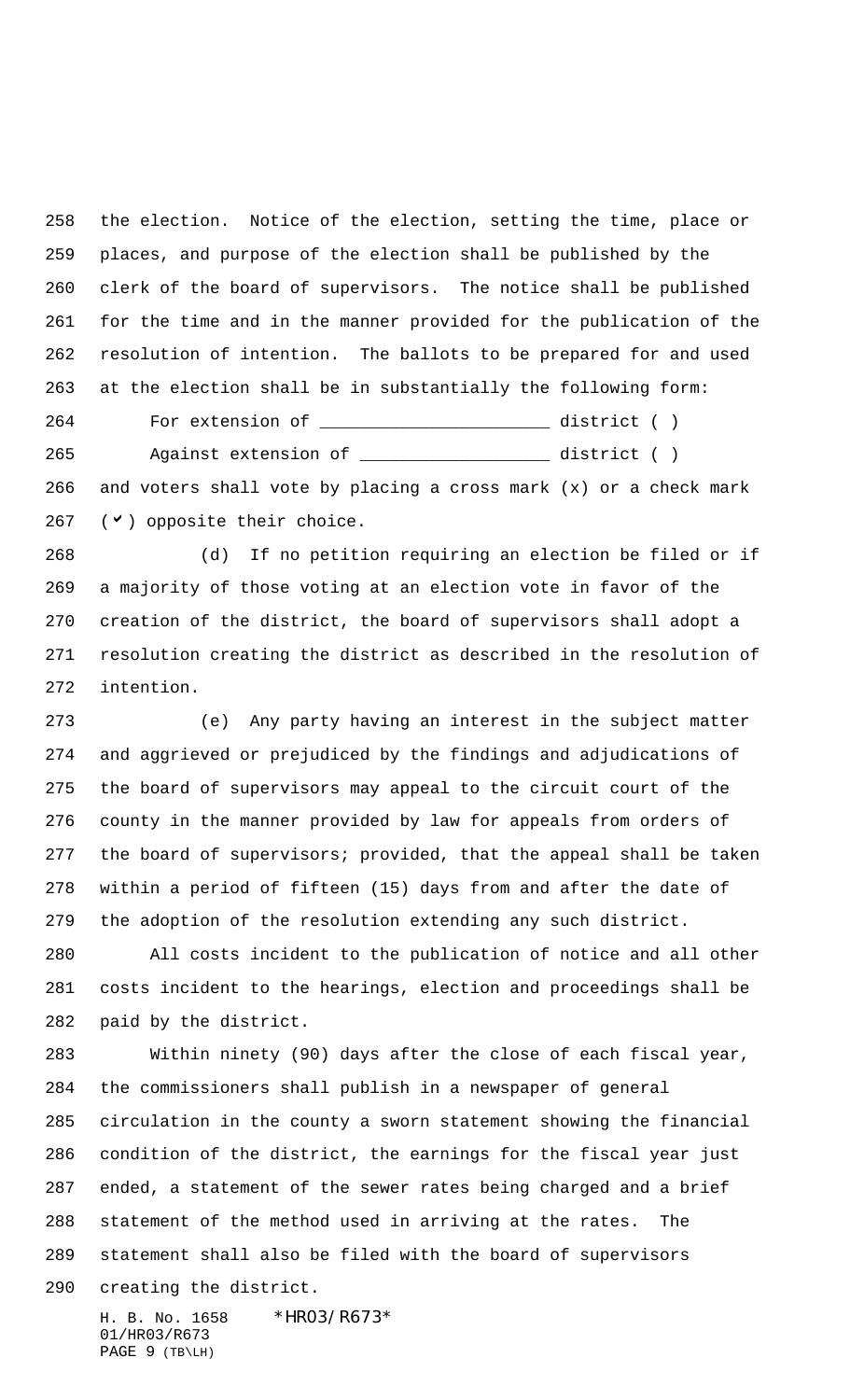the election. Notice of the election, setting the time, place or places, and purpose of the election shall be published by the clerk of the board of supervisors. The notice shall be published for the time and in the manner provided for the publication of the resolution of intention. The ballots to be prepared for and used at the election shall be in substantially the following form:

For extension of ______________________ district ( )

Against extension of __________________ district ( )

and voters shall vote by placing a cross mark (x) or a check mark (✓) opposite their choice.

(d) If no petition requiring an election be filed or if a majority of those voting at an election vote in favor of the creation of the district, the board of supervisors shall adopt a resolution creating the district as described in the resolution of intention.

(e) Any party having an interest in the subject matter and aggrieved or prejudiced by the findings and adjudications of the board of supervisors may appeal to the circuit court of the county in the manner provided by law for appeals from orders of the board of supervisors; provided, that the appeal shall be taken within a period of fifteen (15) days from and after the date of the adoption of the resolution extending any such district.

All costs incident to the publication of notice and all other costs incident to the hearings, election and proceedings shall be paid by the district.

Within ninety (90) days after the close of each fiscal year, the commissioners shall publish in a newspaper of general circulation in the county a sworn statement showing the financial condition of the district, the earnings for the fiscal year just ended, a statement of the sewer rates being charged and a brief statement of the method used in arriving at the rates. The statement shall also be filed with the board of supervisors creating the district.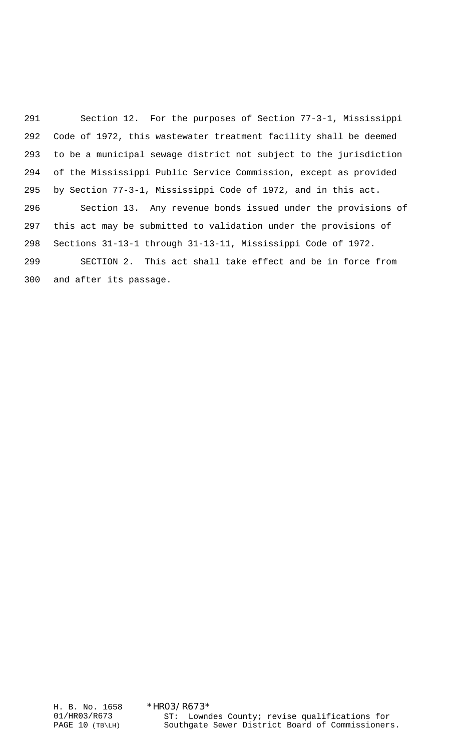Section 12. For the purposes of Section 77-3-1, Mississippi Code of 1972, this wastewater treatment facility shall be deemed to be a municipal sewage district not subject to the jurisdiction of the Mississippi Public Service Commission, except as provided by Section 77-3-1, Mississippi Code of 1972, and in this act.

Section 13. Any revenue bonds issued under the provisions of this act may be submitted to validation under the provisions of Sections 31-13-1 through 31-13-11, Mississippi Code of 1972.

SECTION 2. This act shall take effect and be in force from and after its passage.